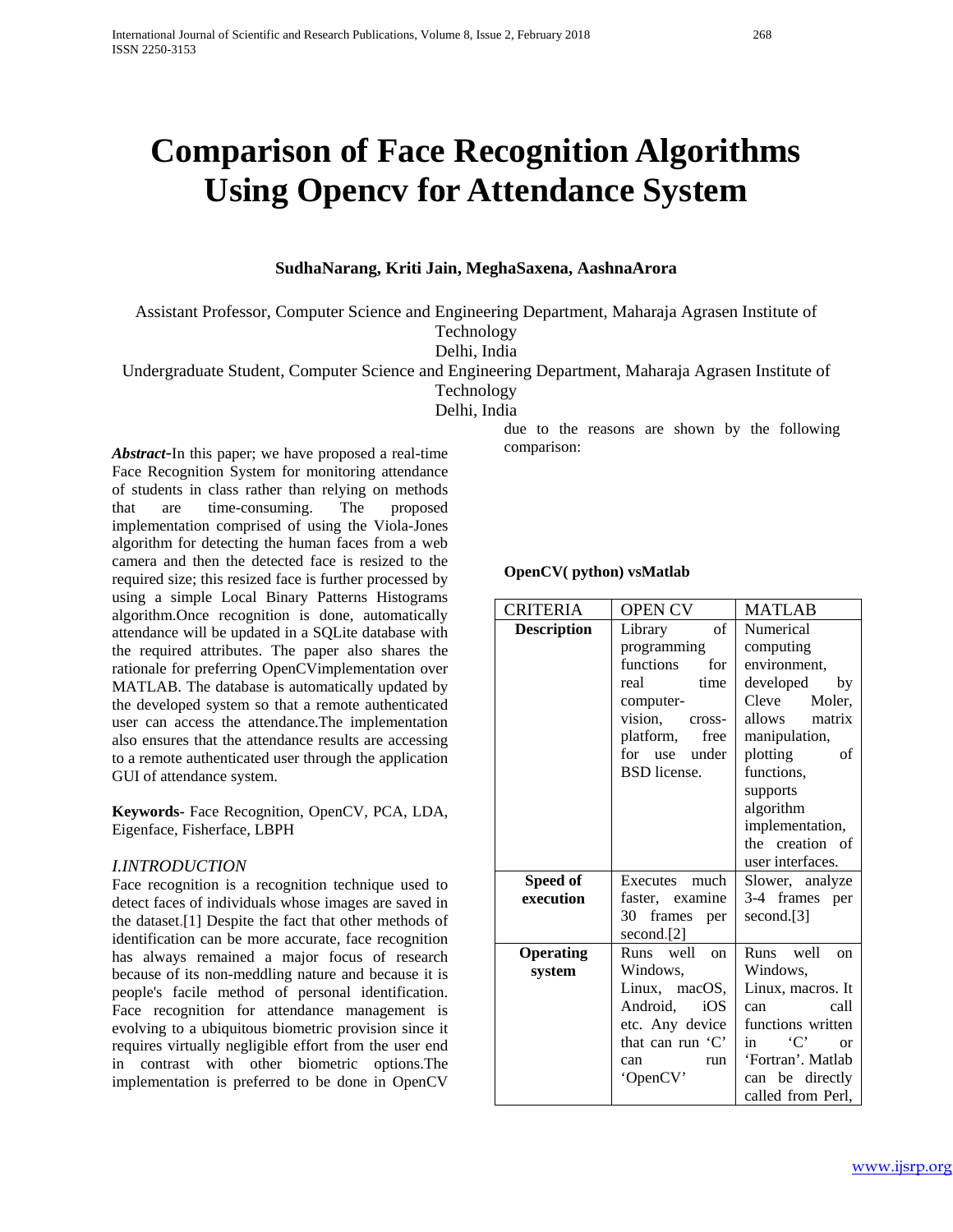# Comparison of Face Recognition Algorithms Using Opencv for Attendance System

**SudhaNarang, Kriti Jain, MeghaSaxena, AashnaArora**

Assistant Professor, Computer Science and Engineering Department, Maharaja Agrasen Institute of Technology
Delhi, India
Undergraduate Student, Computer Science and Engineering Department, Maharaja Agrasen Institute of Technology
Delhi, India

***Abstract*-**In this paper; we have proposed a real-time Face Recognition System for monitoring attendance of students in class rather than relying on methods that are time-consuming. The proposed implementation comprised of using the Viola-Jones algorithm for detecting the human faces from a web camera and then the detected face is resized to the required size; this resized face is further processed by using a simple Local Binary Patterns Histograms algorithm.Once recognition is done, automatically attendance will be updated in a SQLite database with the required attributes. The paper also shares the rationale for preferring OpenCVimplementation over MATLAB. The database is automatically updated by the developed system so that a remote authenticated user can access the attendance.The implementation also ensures that the attendance results are accessing to a remote authenticated user through the application GUI of attendance system.

**Keywords**- Face Recognition, OpenCV, PCA, LDA, Eigenface, Fisherface, LBPH

## *I.INTRODUCTION*

Face recognition is a recognition technique used to detect faces of individuals whose images are saved in the dataset.[1] Despite the fact that other methods of identification can be more accurate, face recognition has always remained a major focus of research because of its non-meddling nature and because it is people's facile method of personal identification. Face recognition for attendance management is evolving to a ubiquitous biometric provision since it requires virtually negligible effort from the user end in contrast with other biometric options.The implementation is preferred to be done in OpenCV due to the reasons are shown by the following comparison:

**OpenCV( python) vsMatlab**

| CRITERIA | OPEN CV | MATLAB |
|---|---|---|
| **Description** | Library of programming functions for real time computer-vision, cross-platform, free for use under BSD license. | Numerical computing environment, developed by Cleve Moler, allows matrix manipulation, plotting of functions, supports algorithm implementation, the creation of user interfaces. |
| **Speed of execution** | Executes much faster, examine 30 frames per second.[2] | Slower, analyze 3-4 frames per second.[3] |
| **Operating system** | Runs well on Windows, Linux, macOS, Android, iOS etc. Any device that can run 'C' can run 'OpenCV' | Runs well on Windows, Linux, macros. It can call functions written in 'C' or 'Fortran'. Matlab can be directly called from Perl, |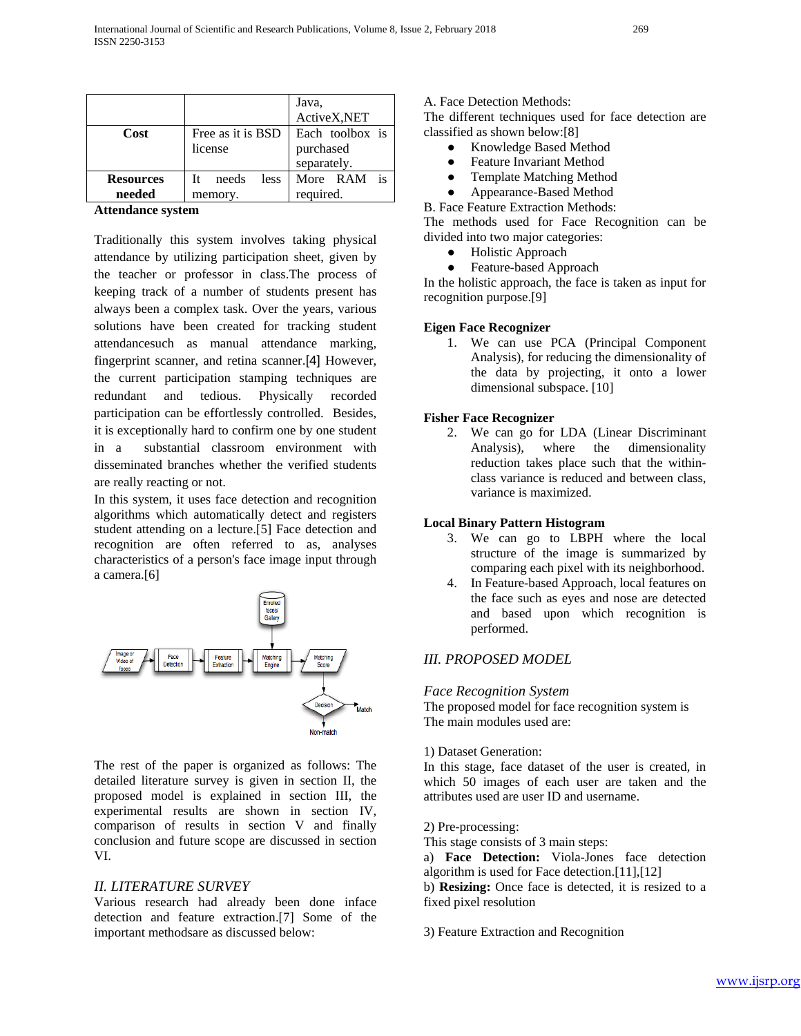|  |  | Java, ActiveX,NET |
|---|---|---|
| **Cost** | Free as it is BSD license | Each toolbox is purchased separately. |
| **Resources needed** | It needs less memory. | More RAM is required. |

**Attendance system**

Traditionally this system involves taking physical attendance by utilizing participation sheet, given by the teacher or professor in class.The process of keeping track of a number of students present has always been a complex task. Over the years, various solutions have been created for tracking student attendancesuch as manual attendance marking, fingerprint scanner, and retina scanner.[4] However, the current participation stamping techniques are redundant and tedious. Physically recorded participation can be effortlessly controlled. Besides, it is exceptionally hard to confirm one by one student in a substantial classroom environment with disseminated branches whether the verified students are really reacting or not.

In this system, it uses face detection and recognition algorithms which automatically detect and registers student attending on a lecture.[5] Face detection and recognition are often referred to as, analyses characteristics of a person's face image input through a camera.[6]

The rest of the paper is organized as follows: The detailed literature survey is given in section II, the proposed model is explained in section III, the experimental results are shown in section IV, comparison of results in section V and finally conclusion and future scope are discussed in section VI.

## *II. LITERATURE SURVEY*

Various research had already been done inface detection and feature extraction.[7] Some of the important methodsare as discussed below:

A. Face Detection Methods:

The different techniques used for face detection are classified as shown below:[8]

- Knowledge Based Method
- Feature Invariant Method
- Template Matching Method
- Appearance-Based Method

B. Face Feature Extraction Methods:

The methods used for Face Recognition can be divided into two major categories:

- Holistic Approach
- Feature-based Approach

In the holistic approach, the face is taken as input for recognition purpose.[9]

**Eigen Face Recognizer**

1. We can use PCA (Principal Component Analysis), for reducing the dimensionality of the data by projecting, it onto a lower dimensional subspace. [10]

**Fisher Face Recognizer**

2. We can go for LDA (Linear Discriminant Analysis), where the dimensionality reduction takes place such that the within-class variance is reduced and between class, variance is maximized.

**Local Binary Pattern Histogram**

3. We can go to LBPH where the local structure of the image is summarized by comparing each pixel with its neighborhood.
4. In Feature-based Approach, local features on the face such as eyes and nose are detected and based upon which recognition is performed.

## *III. PROPOSED MODEL*

*Face Recognition System*

The proposed model for face recognition system is

The main modules used are:

1) Dataset Generation:

In this stage, face dataset of the user is created, in which 50 images of each user are taken and the attributes used are user ID and username.

2) Pre-processing:

This stage consists of 3 main steps:

a) **Face Detection:** Viola-Jones face detection algorithm is used for Face detection.[11],[12]

b) **Resizing:** Once face is detected, it is resized to a fixed pixel resolution

3) Feature Extraction and Recognition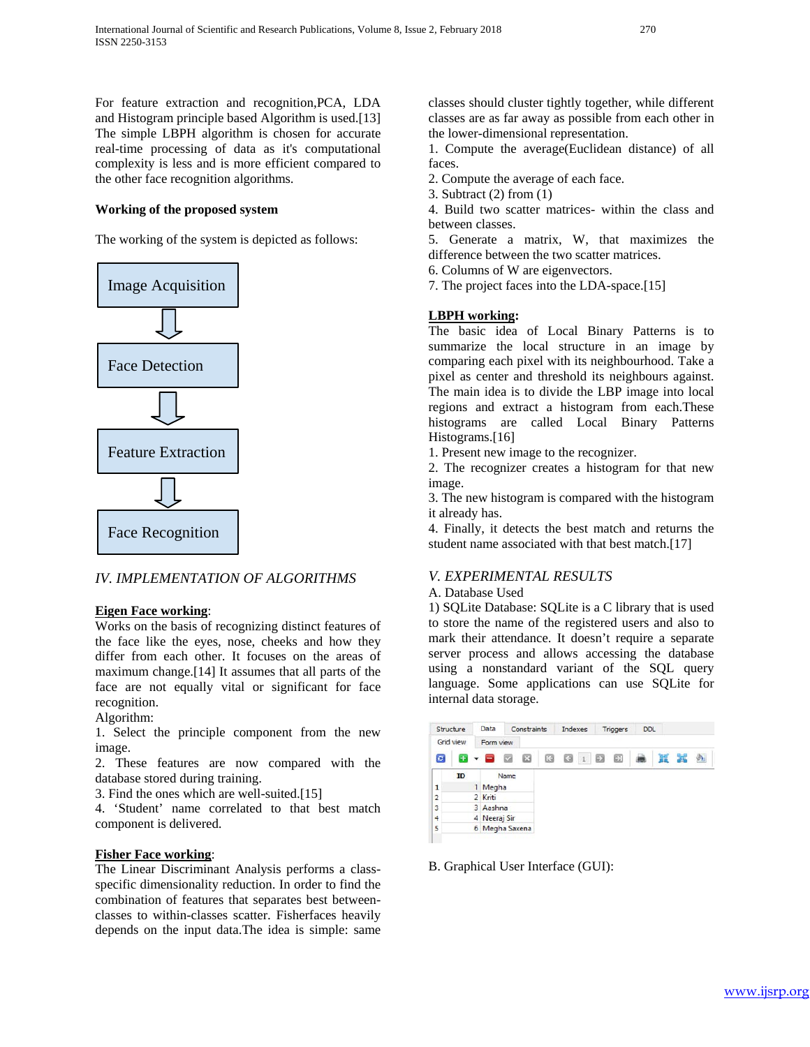For feature extraction and recognition,PCA, LDA and Histogram principle based Algorithm is used.[13] The simple LBPH algorithm is chosen for accurate real-time processing of data as it's computational complexity is less and is more efficient compared to the other face recognition algorithms.

**Working of the proposed system**

The working of the system is depicted as follows:

Image Acquisition → Face Detection → Feature Extraction → Face Recognition

## *IV. IMPLEMENTATION OF ALGORITHMS*

**Eigen Face working**:

Works on the basis of recognizing distinct features of the face like the eyes, nose, cheeks and how they differ from each other. It focuses on the areas of maximum change.[14] It assumes that all parts of the face are not equally vital or significant for face recognition.

Algorithm:

1. Select the principle component from the new image.
2. These features are now compared with the database stored during training.
3. Find the ones which are well-suited.[15]
4. 'Student' name correlated to that best match component is delivered.

**Fisher Face working**:

The Linear Discriminant Analysis performs a class-specific dimensionality reduction. In order to find the combination of features that separates best between-classes to within-classes scatter. Fisherfaces heavily depends on the input data.The idea is simple: same classes should cluster tightly together, while different classes are as far away as possible from each other in the lower-dimensional representation.

1. Compute the average(Euclidean distance) of all faces.
2. Compute the average of each face.
3. Subtract (2) from (1)
4. Build two scatter matrices- within the class and between classes.
5. Generate a matrix, W, that maximizes the difference between the two scatter matrices.
6. Columns of W are eigenvectors.
7. The project faces into the LDA-space.[15]

**LBPH working:**

The basic idea of Local Binary Patterns is to summarize the local structure in an image by comparing each pixel with its neighbourhood. Take a pixel as center and threshold its neighbours against. The main idea is to divide the LBP image into local regions and extract a histogram from each.These histograms are called Local Binary Patterns Histograms.[16]

1. Present new image to the recognizer.
2. The recognizer creates a histogram for that new image.
3. The new histogram is compared with the histogram it already has.
4. Finally, it detects the best match and returns the student name associated with that best match.[17]

## *V. EXPERIMENTAL RESULTS*

A. Database Used

1) SQLite Database: SQLite is a C library that is used to store the name of the registered users and also to mark their attendance. It doesn't require a separate server process and allows accessing the database using a nonstandard variant of the SQL query language. Some applications can use SQLite for internal data storage.

| | ID | Name |
|---|---|---|
| 1 | 1 | Megha |
| 2 | 2 | Kriti |
| 3 | 3 | Aashna |
| 4 | 4 | Neeraj Sir |
| 5 | 6 | Megha Saxena |

B. Graphical User Interface (GUI):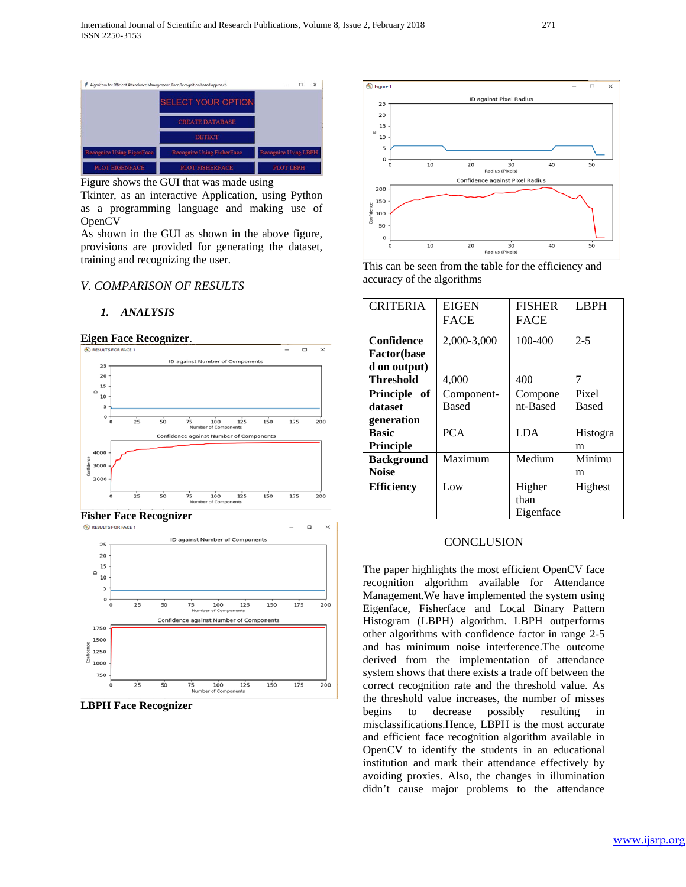Figure shows the GUI that was made using Tkinter, as an interactive Application, using Python as a programming language and making use of OpenCV

As shown in the GUI as shown in the above figure, provisions are provided for generating the dataset, training and recognizing the user.

## *V. COMPARISON OF RESULTS*

### ***1. ANALYSIS***

**Eigen Face Recognizer**.

**Fisher Face Recognizer**

**LBPH Face Recognizer**

This can be seen from the table for the efficiency and accuracy of the algorithms

| CRITERIA | EIGEN FACE | FISHER FACE | LBPH |
|---|---|---|---|
| **Confidence Factor(based on output)** | 2,000-3,000 | 100-400 | 2-5 |
| **Threshold** | 4,000 | 400 | 7 |
| **Principle of dataset generation** | Component-Based | Component-Based | Pixel Based |
| **Basic Principle** | PCA | LDA | Histogram |
| **Background Noise** | Maximum | Medium | Minimum |
| **Efficiency** | Low | Higher than Eigenface | Highest |

## CONCLUSION

The paper highlights the most efficient OpenCV face recognition algorithm available for Attendance Management.We have implemented the system using Eigenface, Fisherface and Local Binary Pattern Histogram (LBPH) algorithm. LBPH outperforms other algorithms with confidence factor in range 2-5 and has minimum noise interference.The outcome derived from the implementation of attendance system shows that there exists a trade off between the correct recognition rate and the threshold value. As the threshold value increases, the number of misses begins to decrease possibly resulting in misclassifications.Hence, LBPH is the most accurate and efficient face recognition algorithm available in OpenCV to identify the students in an educational institution and mark their attendance effectively by avoiding proxies. Also, the changes in illumination didn't cause major problems to the attendance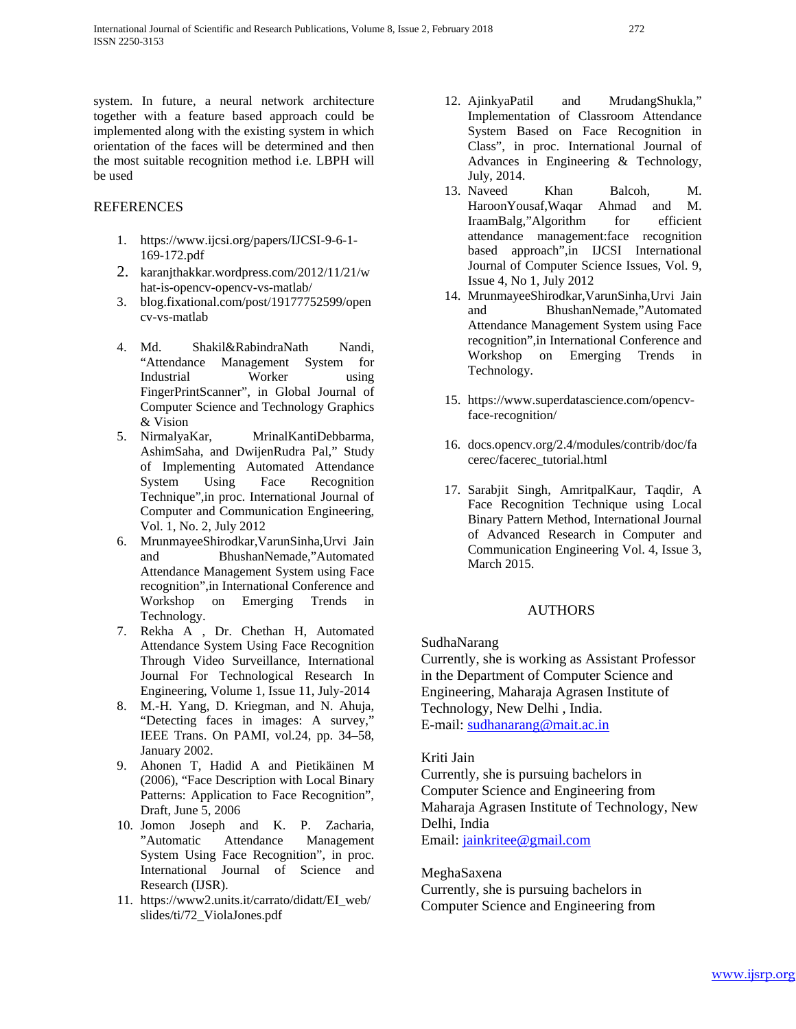system. In future, a neural network architecture together with a feature based approach could be implemented along with the existing system in which orientation of the faces will be determined and then the most suitable recognition method i.e. LBPH will be used

## REFERENCES

1. https://www.ijcsi.org/papers/IJCSI-9-6-1-169-172.pdf
2. karanjthakkar.wordpress.com/2012/11/21/what-is-opencv-opencv-vs-matlab/
3. blog.fixational.com/post/19177752599/opencv-vs-matlab
4. Md. Shakil&RabindraNath Nandi, "Attendance Management System for Industrial Worker using FingerPrintScanner", in Global Journal of Computer Science and Technology Graphics & Vision
5. NirmalyaKar, MrinalKantiDebbarma, AshimSaha, and DwijenRudra Pal," Study of Implementing Automated Attendance System Using Face Recognition Technique",in proc. International Journal of Computer and Communication Engineering, Vol. 1, No. 2, July 2012
6. MrunmayeeShirodkar,VarunSinha,Urvi Jain and BhushanNemade,"Automated Attendance Management System using Face recognition",in International Conference and Workshop on Emerging Trends in Technology.
7. Rekha A , Dr. Chethan H, Automated Attendance System Using Face Recognition Through Video Surveillance, International Journal For Technological Research In Engineering, Volume 1, Issue 11, July-2014
8. M.-H. Yang, D. Kriegman, and N. Ahuja, "Detecting faces in images: A survey," IEEE Trans. On PAMI, vol.24, pp. 34–58, January 2002.
9. Ahonen T, Hadid A and Pietikäinen M (2006), "Face Description with Local Binary Patterns: Application to Face Recognition", Draft, June 5, 2006
10. Jomon Joseph and K. P. Zacharia, "Automatic Attendance Management System Using Face Recognition", in proc. International Journal of Science and Research (IJSR).
11. https://www2.units.it/carrato/didatt/EI_web/slides/ti/72_ViolaJones.pdf
12. AjinkyaPatil and MrudangShukla," Implementation of Classroom Attendance System Based on Face Recognition in Class", in proc. International Journal of Advances in Engineering & Technology, July, 2014.
13. Naveed Khan Balcoh, M. HaroonYousaf,Waqar Ahmad and M. IraamBalg,"Algorithm for efficient attendance management:face recognition based approach",in IJCSI International Journal of Computer Science Issues, Vol. 9, Issue 4, No 1, July 2012
14. MrunmayeeShirodkar,VarunSinha,Urvi Jain and BhushanNemade,"Automated Attendance Management System using Face recognition",in International Conference and Workshop on Emerging Trends in Technology.
15. https://www.superdatascience.com/opencv-face-recognition/
16. docs.opencv.org/2.4/modules/contrib/doc/facerec/facerec_tutorial.html
17. Sarabjit Singh, AmritpalKaur, Taqdir, A Face Recognition Technique using Local Binary Pattern Method, International Journal of Advanced Research in Computer and Communication Engineering Vol. 4, Issue 3, March 2015.

## AUTHORS

SudhaNarang
Currently, she is working as Assistant Professor in the Department of Computer Science and Engineering, Maharaja Agrasen Institute of Technology, New Delhi , India.
E-mail: sudhanarang@mait.ac.in

Kriti Jain
Currently, she is pursuing bachelors in Computer Science and Engineering from Maharaja Agrasen Institute of Technology, New Delhi, India
Email: jainkritee@gmail.com

MeghaSaxena
Currently, she is pursuing bachelors in Computer Science and Engineering from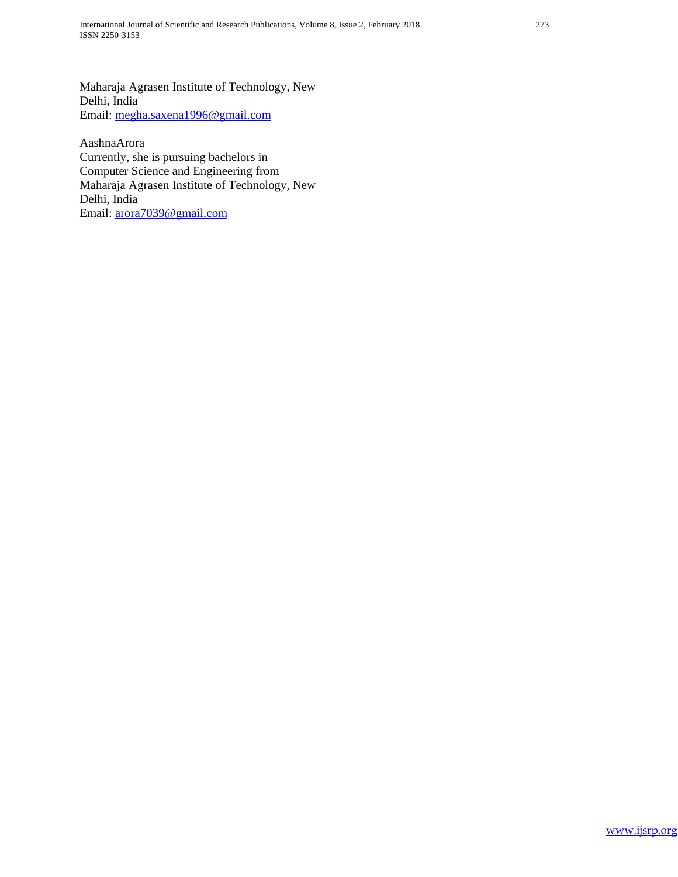Maharaja Agrasen Institute of Technology, New Delhi, India
Email: megha.saxena1996@gmail.com

AashnaArora
Currently, she is pursuing bachelors in Computer Science and Engineering from Maharaja Agrasen Institute of Technology, New Delhi, India
Email: arora7039@gmail.com